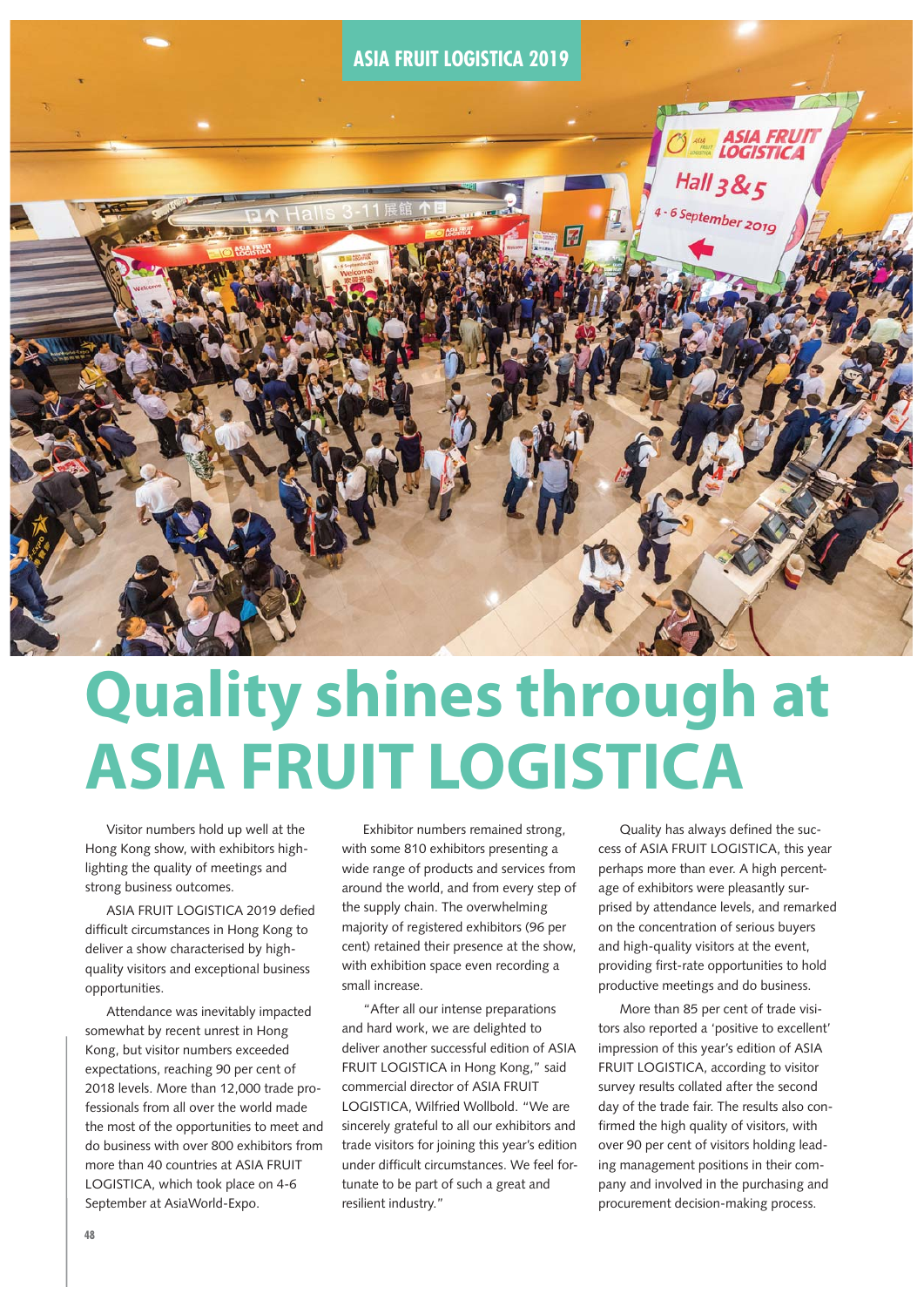# Quality shines through at ASIA FRUIT LOGISTICA

Visitor numbers hold up well at the Hong Kong show, with exhibitors highlighting the quality of meetings and strong business outcomes.

ASIA FRUIT LOGISTICA 2019 defied difficult circumstances in Hong Kong to deliver a show characterised by high-quality visitors and exceptional business opportunities.

Attendance was inevitably impacted somewhat by recent unrest in Hong Kong, but visitor numbers exceeded expectations, reaching 90 per cent of 2018 levels. More than 12,000 trade professionals from all over the world made the most of the opportunities to meet and do business with over 800 exhibitors from more than 40 countries at ASIA FRUIT LOGISTICA, which took place on 4-6 September at AsiaWorld-Expo.

Exhibitor numbers remained strong, with some 810 exhibitors presenting a wide range of products and services from around the world, and from every step of the supply chain. The overwhelming majority of registered exhibitors (96 per cent) retained their presence at the show, with exhibition space even recording a small increase.

"After all our intense preparations and hard work, we are delighted to deliver another successful edition of ASIA FRUIT LOGISTICA in Hong Kong," said commercial director of ASIA FRUIT LOGISTICA, Wilfried Wollbold. "We are sincerely grateful to all our exhibitors and trade visitors for joining this year's edition under difficult circumstances. We feel fortunate to be part of such a great and resilient industry."

Quality has always defined the success of ASIA FRUIT LOGISTICA, this year perhaps more than ever. A high percentage of exhibitors were pleasantly surprised by attendance levels, and remarked on the concentration of serious buyers and high-quality visitors at the event, providing first-rate opportunities to hold productive meetings and do business.

More than 85 per cent of trade visitors also reported a 'positive to excellent' impression of this year's edition of ASIA FRUIT LOGISTICA, according to visitor survey results collated after the second day of the trade fair. The results also confirmed the high quality of visitors, with over 90 per cent of visitors holding leading management positions in their company and involved in the purchasing and procurement decision-making process.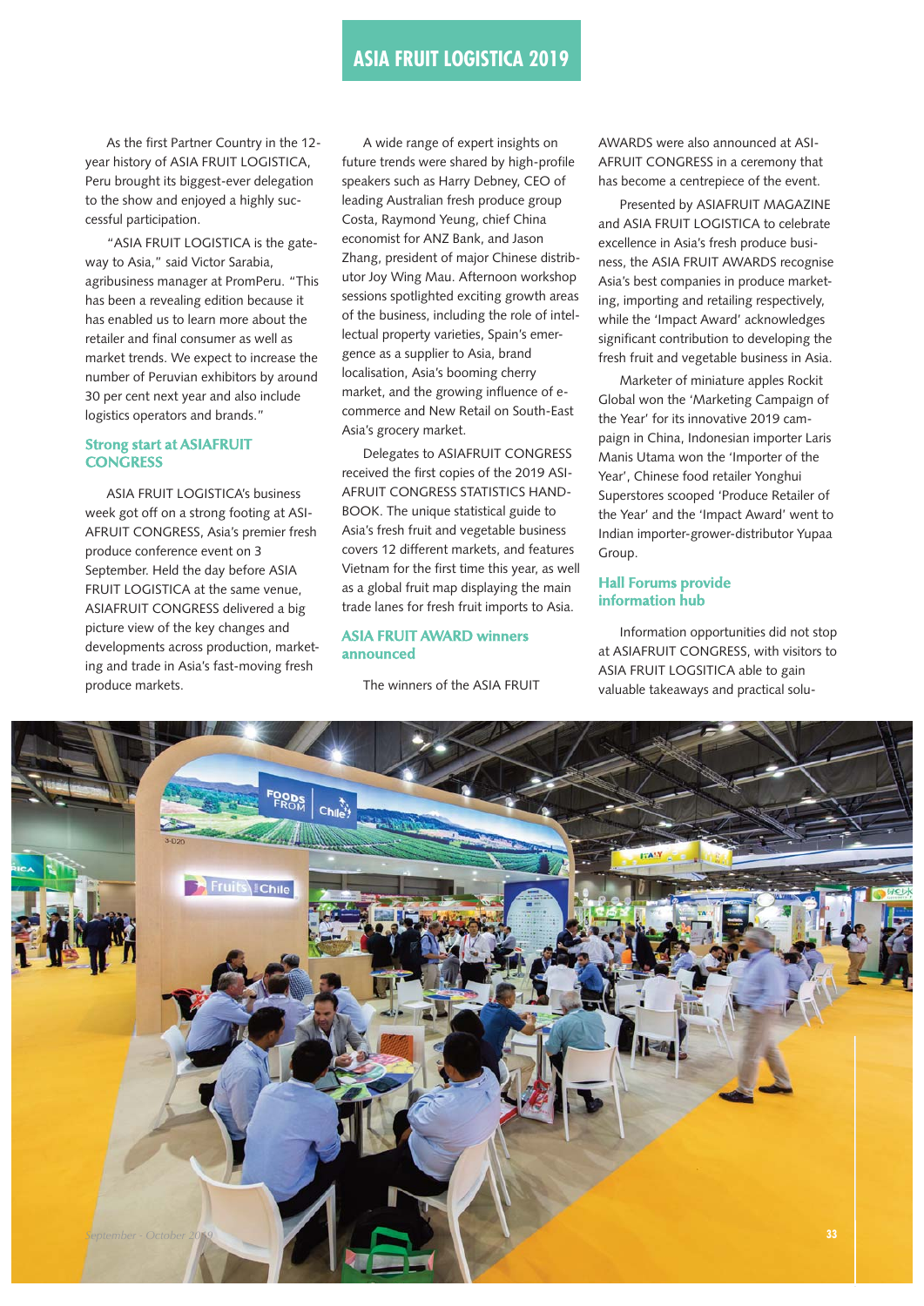As the first Partner Country in the 12-year history of ASIA FRUIT LOGISTICA, Peru brought its biggest-ever delegation to the show and enjoyed a highly successful participation.

"ASIA FRUIT LOGISTICA is the gateway to Asia," said Victor Sarabia, agribusiness manager at PromPeru. "This has been a revealing edition because it has enabled us to learn more about the retailer and final consumer as well as market trends. We expect to increase the number of Peruvian exhibitors by around 30 per cent next year and also include logistics operators and brands."

## Strong start at ASIAFRUIT CONGRESS

ASIA FRUIT LOGISTICA's business week got off on a strong footing at ASIAFRUIT CONGRESS, Asia's premier fresh produce conference event on 3 September. Held the day before ASIA FRUIT LOGISTICA at the same venue, ASIAFRUIT CONGRESS delivered a big picture view of the key changes and developments across production, marketing and trade in Asia's fast-moving fresh produce markets.

A wide range of expert insights on future trends were shared by high-profile speakers such as Harry Debney, CEO of leading Australian fresh produce group Costa, Raymond Yeung, chief China economist for ANZ Bank, and Jason Zhang, president of major Chinese distributor Joy Wing Mau. Afternoon workshop sessions spotlighted exciting growth areas of the business, including the role of intellectual property varieties, Spain's emergence as a supplier to Asia, brand localisation, Asia's booming cherry market, and the growing influence of e-commerce and New Retail on South-East Asia's grocery market.

Delegates to ASIAFRUIT CONGRESS received the first copies of the 2019 ASIAFRUIT CONGRESS STATISTICS HANDBOOK. The unique statistical guide to Asia's fresh fruit and vegetable business covers 12 different markets, and features Vietnam for the first time this year, as well as a global fruit map displaying the main trade lanes for fresh fruit imports to Asia.

## ASIA FRUIT AWARD winners announced

The winners of the ASIA FRUIT AWARDS were also announced at ASIAFRUIT CONGRESS in a ceremony that has become a centrepiece of the event.

Presented by ASIAFRUIT MAGAZINE and ASIA FRUIT LOGISTICA to celebrate excellence in Asia's fresh produce business, the ASIA FRUIT AWARDS recognise Asia's best companies in produce marketing, importing and retailing respectively, while the 'Impact Award' acknowledges significant contribution to developing the fresh fruit and vegetable business in Asia.

Marketer of miniature apples Rockit Global won the 'Marketing Campaign of the Year' for its innovative 2019 campaign in China, Indonesian importer Laris Manis Utama won the 'Importer of the Year', Chinese food retailer Yonghui Superstores scooped 'Produce Retailer of the Year' and the 'Impact Award' went to Indian importer-grower-distributor Yupaa Group.

## Hall Forums provide information hub

Information opportunities did not stop at ASIAFRUIT CONGRESS, with visitors to ASIA FRUIT LOGSITICA able to gain valuable takeaways and practical solu-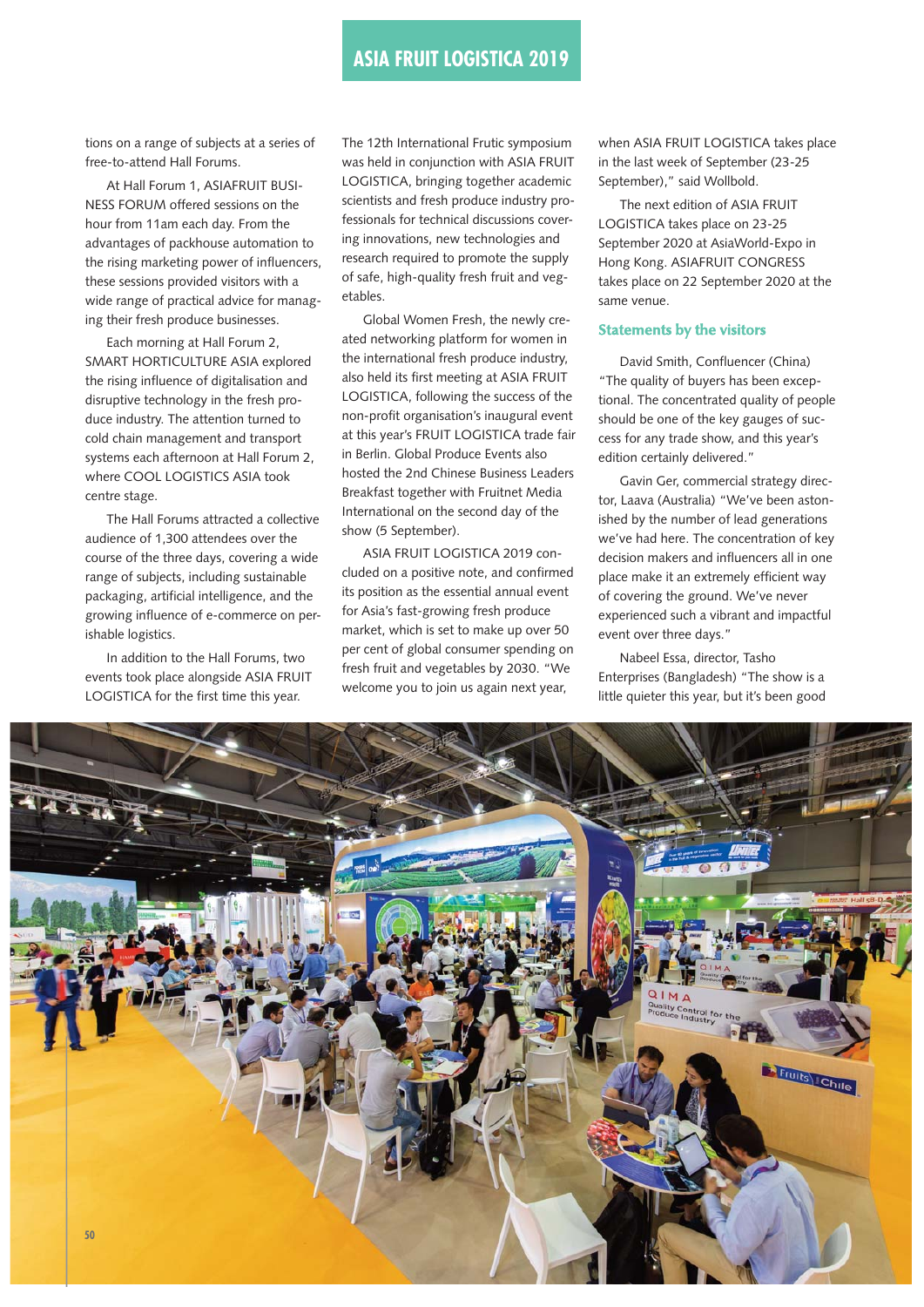tions on a range of subjects at a series of free-to-attend Hall Forums.

At Hall Forum 1, ASIAFRUIT BUSINESS FORUM offered sessions on the hour from 11am each day. From the advantages of packhouse automation to the rising marketing power of influencers, these sessions provided visitors with a wide range of practical advice for managing their fresh produce businesses.

Each morning at Hall Forum 2, SMART HORTICULTURE ASIA explored the rising influence of digitalisation and disruptive technology in the fresh produce industry. The attention turned to cold chain management and transport systems each afternoon at Hall Forum 2, where COOL LOGISTICS ASIA took centre stage.

The Hall Forums attracted a collective audience of 1,300 attendees over the course of the three days, covering a wide range of subjects, including sustainable packaging, artificial intelligence, and the growing influence of e-commerce on perishable logistics.

In addition to the Hall Forums, two events took place alongside ASIA FRUIT LOGISTICA for the first time this year. The 12th International Frutic symposium was held in conjunction with ASIA FRUIT LOGISTICA, bringing together academic scientists and fresh produce industry professionals for technical discussions covering innovations, new technologies and research required to promote the supply of safe, high-quality fresh fruit and vegetables.

Global Women Fresh, the newly created networking platform for women in the international fresh produce industry, also held its first meeting at ASIA FRUIT LOGISTICA, following the success of the non-profit organisation's inaugural event at this year's FRUIT LOGISTICA trade fair in Berlin. Global Produce Events also hosted the 2nd Chinese Business Leaders Breakfast together with Fruitnet Media International on the second day of the show (5 September).

ASIA FRUIT LOGISTICA 2019 concluded on a positive note, and confirmed its position as the essential annual event for Asia's fast-growing fresh produce market, which is set to make up over 50 per cent of global consumer spending on fresh fruit and vegetables by 2030. "We welcome you to join us again next year, when ASIA FRUIT LOGISTICA takes place in the last week of September (23-25 September)," said Wollbold.

The next edition of ASIA FRUIT LOGISTICA takes place on 23-25 September 2020 at AsiaWorld-Expo in Hong Kong. ASIAFRUIT CONGRESS takes place on 22 September 2020 at the same venue.

## Statements by the visitors

David Smith, Confluencer (China) "The quality of buyers has been exceptional. The concentrated quality of people should be one of the key gauges of success for any trade show, and this year's edition certainly delivered."

Gavin Ger, commercial strategy director, Laava (Australia) "We've been astonished by the number of lead generations we've had here. The concentration of key decision makers and influencers all in one place make it an extremely efficient way of covering the ground. We've never experienced such a vibrant and impactful event over three days."

Nabeel Essa, director, Tasho Enterprises (Bangladesh) "The show is a little quieter this year, but it's been good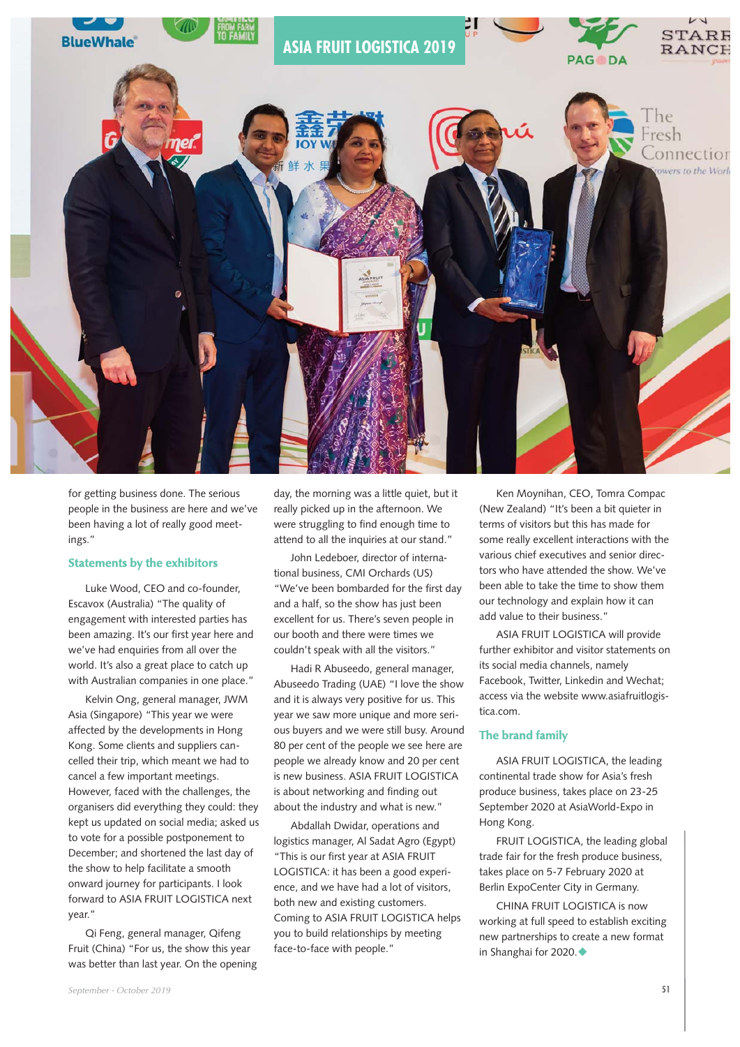for getting business done. The serious people in the business are here and we've been having a lot of really good meetings."

## Statements by the exhibitors

Luke Wood, CEO and co-founder, Escavox (Australia) "The quality of engagement with interested parties has been amazing. It's our first year here and we've had enquiries from all over the world. It's also a great place to catch up with Australian companies in one place."

Kelvin Ong, general manager, JWM Asia (Singapore) "This year we were affected by the developments in Hong Kong. Some clients and suppliers cancelled their trip, which meant we had to cancel a few important meetings. However, faced with the challenges, the organisers did everything they could: they kept us updated on social media; asked us to vote for a possible postponement to December; and shortened the last day of the show to help facilitate a smooth onward journey for participants. I look forward to ASIA FRUIT LOGISTICA next year."

Qi Feng, general manager, Qifeng Fruit (China) "For us, the show this year was better than last year. On the opening day, the morning was a little quiet, but it really picked up in the afternoon. We were struggling to find enough time to attend to all the inquiries at our stand."

John Ledeboer, director of international business, CMI Orchards (US) "We've been bombarded for the first day and a half, so the show has just been excellent for us. There's seven people in our booth and there were times we couldn't speak with all the visitors."

Hadi R Abuseedo, general manager, Abuseedo Trading (UAE) "I love the show and it is always very positive for us. This year we saw more unique and more serious buyers and we were still busy. Around 80 per cent of the people we see here are people we already know and 20 per cent is new business. ASIA FRUIT LOGISTICA is about networking and finding out about the industry and what is new."

Abdallah Dwidar, operations and logistics manager, Al Sadat Agro (Egypt) "This is our first year at ASIA FRUIT LOGISTICA: it has been a good experience, and we have had a lot of visitors, both new and existing customers. Coming to ASIA FRUIT LOGISTICA helps you to build relationships by meeting face-to-face with people."

Ken Moynihan, CEO, Tomra Compac (New Zealand) "It's been a bit quieter in terms of visitors but this has made for some really excellent interactions with the various chief executives and senior directors who have attended the show. We've been able to take the time to show them our technology and explain how it can add value to their business."

ASIA FRUIT LOGISTICA will provide further exhibitor and visitor statements on its social media channels, namely Facebook, Twitter, Linkedin and Wechat; access via the website www.asiafruitlogistica.com.

## The brand family

ASIA FRUIT LOGISTICA, the leading continental trade show for Asia's fresh produce business, takes place on 23-25 September 2020 at AsiaWorld-Expo in Hong Kong.

FRUIT LOGISTICA, the leading global trade fair for the fresh produce business, takes place on 5-7 February 2020 at Berlin ExpoCenter City in Germany.

CHINA FRUIT LOGISTICA is now working at full speed to establish exciting new partnerships to create a new format in Shanghai for 2020.◆